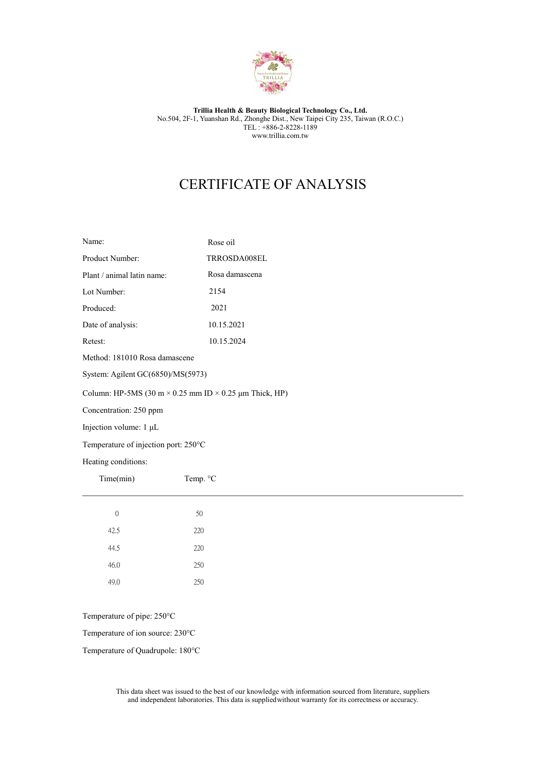**Trillia Health & Beauty Biological Technology Co., Ltd.**
No.504, 2F-1, Yuanshan Rd., Zhonghe Dist., New Taipei City 235, Taiwan (R.O.C.)
TEL : +886-2-8228-1189
www.trillia.com.tw

# CERTIFICATE OF ANALYSIS

| | |
|---|---|
| Name: | Rose oil |
| Product Number: | TRROSDA008EL |
| Plant / animal latin name: | Rosa damascena |
| Lot Number: | 2154 |
| Produced: | 2021 |
| Date of analysis: | 10.15.2021 |
| Retest: | 10.15.2024 |

Method: 181010 Rosa damascene

System: Agilent GC(6850)/MS(5973)

Column: HP-5MS (30 m × 0.25 mm ID × 0.25 μm Thick, HP)

Concentration: 250 ppm

Injection volume: 1 μL

Temperature of injection port: 250°C

Heating conditions:

| Time(min) | Temp. °C |
|---|---|
| 0 | 50 |
| 42.5 | 220 |
| 44.5 | 220 |
| 46.0 | 250 |
| 49.0 | 250 |

Temperature of pipe: 250°C

Temperature of ion source: 230°C

Temperature of Quadrupole: 180°C

This data sheet was issued to the best of our knowledge with information sourced from literature, suppliers and independent laboratories. This data is suppliedwithout warranty for its correctness or accuracy.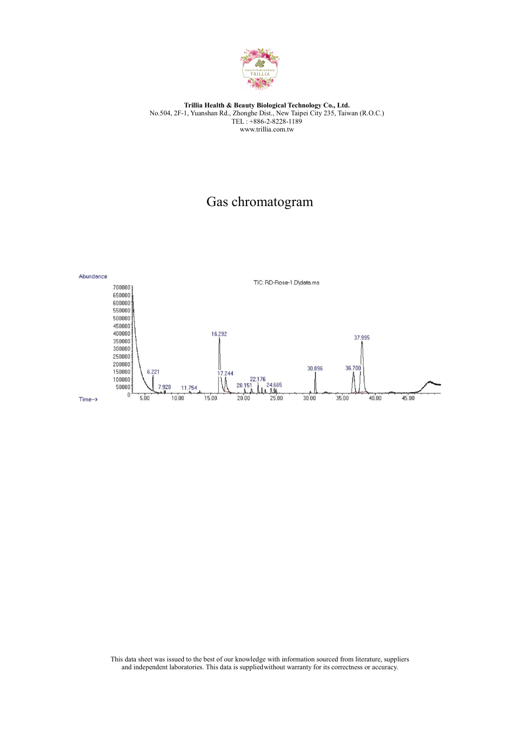**Trillia Health & Beauty Biological Technology Co., Ltd.**
No.504, 2F-1, Yuanshan Rd., Zhonghe Dist., New Taipei City 235, Taiwan (R.O.C.)
TEL : +886-2-8228-1189
www.trillia.com.tw

# Gas chromatogram

Abundance

TIC: RD-Rose-1.D\data.ms

Time-->

This data sheet was issued to the best of our knowledge with information sourced from literature, suppliers and independent laboratories. This data is supplied without warranty for its correctness or accuracy.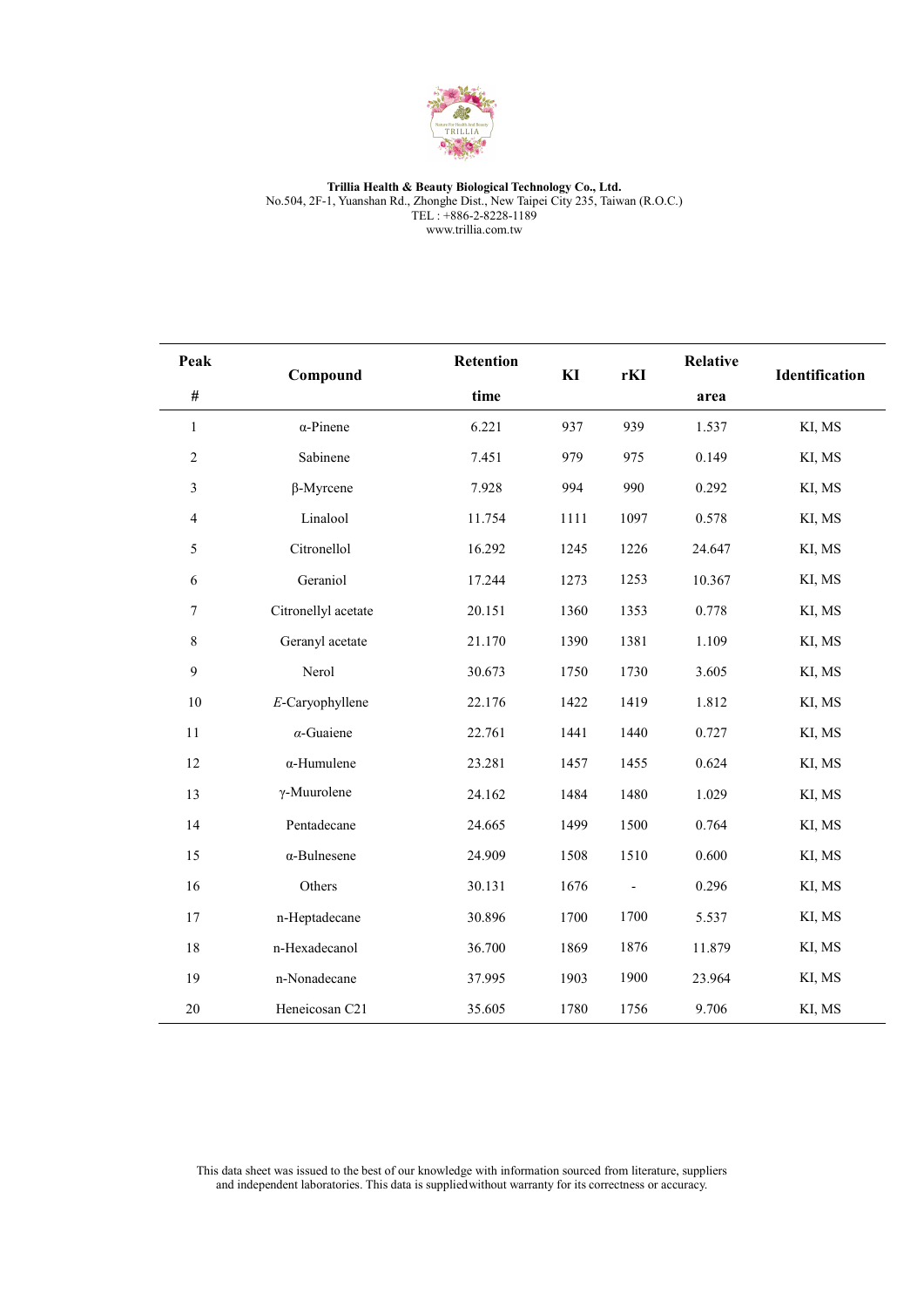**Trillia Health & Beauty Biological Technology Co., Ltd.**
No.504, 2F-1, Yuanshan Rd., Zhonghe Dist., New Taipei City 235, Taiwan (R.O.C.)
TEL : +886-2-8228-1189
www.trillia.com.tw

| Peak # | Compound | Retention time | KI | rKI | Relative area | Identification |
|---|---|---|---|---|---|---|
| 1 | α-Pinene | 6.221 | 937 | 939 | 1.537 | KI, MS |
| 2 | Sabinene | 7.451 | 979 | 975 | 0.149 | KI, MS |
| 3 | β-Myrcene | 7.928 | 994 | 990 | 0.292 | KI, MS |
| 4 | Linalool | 11.754 | 1111 | 1097 | 0.578 | KI, MS |
| 5 | Citronellol | 16.292 | 1245 | 1226 | 24.647 | KI, MS |
| 6 | Geraniol | 17.244 | 1273 | 1253 | 10.367 | KI, MS |
| 7 | Citronellyl acetate | 20.151 | 1360 | 1353 | 0.778 | KI, MS |
| 8 | Geranyl acetate | 21.170 | 1390 | 1381 | 1.109 | KI, MS |
| 9 | Nerol | 30.673 | 1750 | 1730 | 3.605 | KI, MS |
| 10 | *E*-Caryophyllene | 22.176 | 1422 | 1419 | 1.812 | KI, MS |
| 11 | *α*-Guaiene | 22.761 | 1441 | 1440 | 0.727 | KI, MS |
| 12 | α-Humulene | 23.281 | 1457 | 1455 | 0.624 | KI, MS |
| 13 | γ-Muurolene | 24.162 | 1484 | 1480 | 1.029 | KI, MS |
| 14 | Pentadecane | 24.665 | 1499 | 1500 | 0.764 | KI, MS |
| 15 | α-Bulnesene | 24.909 | 1508 | 1510 | 0.600 | KI, MS |
| 16 | Others | 30.131 | 1676 | - | 0.296 | KI, MS |
| 17 | n-Heptadecane | 30.896 | 1700 | 1700 | 5.537 | KI, MS |
| 18 | n-Hexadecanol | 36.700 | 1869 | 1876 | 11.879 | KI, MS |
| 19 | n-Nonadecane | 37.995 | 1903 | 1900 | 23.964 | KI, MS |
| 20 | Heneicosan C21 | 35.605 | 1780 | 1756 | 9.706 | KI, MS |

This data sheet was issued to the best of our knowledge with information sourced from literature, suppliers and independent laboratories. This data is suppliedwithout warranty for its correctness or accuracy.